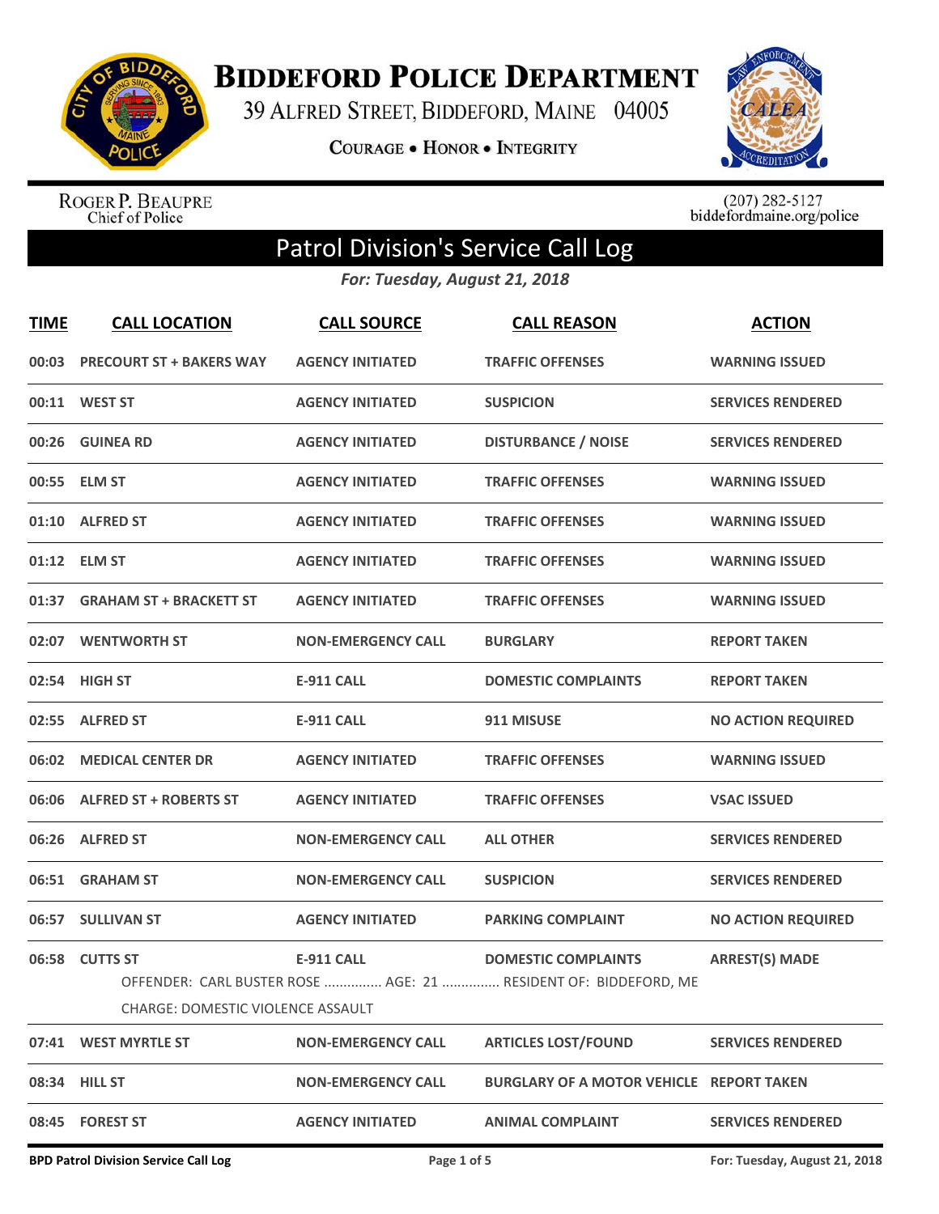# Biddeford Police Department

39 Alfred Street, Biddeford, Maine 04005

**Courage • Honor • Integrity**

Roger P. Beaupre
Chief of Police

(207) 282-5127
biddefordmaine.org/police

## Patrol Division's Service Call Log

*For: Tuesday, August 21, 2018*

| TIME | CALL LOCATION | CALL SOURCE | CALL REASON | ACTION |
|---|---|---|---|---|
| 00:03 | PRECOURT ST + BAKERS WAY | AGENCY INITIATED | TRAFFIC OFFENSES | WARNING ISSUED |
| 00:11 | WEST ST | AGENCY INITIATED | SUSPICION | SERVICES RENDERED |
| 00:26 | GUINEA RD | AGENCY INITIATED | DISTURBANCE / NOISE | SERVICES RENDERED |
| 00:55 | ELM ST | AGENCY INITIATED | TRAFFIC OFFENSES | WARNING ISSUED |
| 01:10 | ALFRED ST | AGENCY INITIATED | TRAFFIC OFFENSES | WARNING ISSUED |
| 01:12 | ELM ST | AGENCY INITIATED | TRAFFIC OFFENSES | WARNING ISSUED |
| 01:37 | GRAHAM ST + BRACKETT ST | AGENCY INITIATED | TRAFFIC OFFENSES | WARNING ISSUED |
| 02:07 | WENTWORTH ST | NON-EMERGENCY CALL | BURGLARY | REPORT TAKEN |
| 02:54 | HIGH ST | E-911 CALL | DOMESTIC COMPLAINTS | REPORT TAKEN |
| 02:55 | ALFRED ST | E-911 CALL | 911 MISUSE | NO ACTION REQUIRED |
| 06:02 | MEDICAL CENTER DR | AGENCY INITIATED | TRAFFIC OFFENSES | WARNING ISSUED |
| 06:06 | ALFRED ST + ROBERTS ST | AGENCY INITIATED | TRAFFIC OFFENSES | VSAC ISSUED |
| 06:26 | ALFRED ST | NON-EMERGENCY CALL | ALL OTHER | SERVICES RENDERED |
| 06:51 | GRAHAM ST | NON-EMERGENCY CALL | SUSPICION | SERVICES RENDERED |
| 06:57 | SULLIVAN ST | AGENCY INITIATED | PARKING COMPLAINT | NO ACTION REQUIRED |
| 06:58 | CUTTS ST | E-911 CALL | DOMESTIC COMPLAINTS | ARREST(S) MADE |
| | OFFENDER: CARL BUSTER ROSE ............... AGE: 21 ............... RESIDENT OF: BIDDEFORD, ME<br>CHARGE: DOMESTIC VIOLENCE ASSAULT | | | |
| 07:41 | WEST MYRTLE ST | NON-EMERGENCY CALL | ARTICLES LOST/FOUND | SERVICES RENDERED |
| 08:34 | HILL ST | NON-EMERGENCY CALL | BURGLARY OF A MOTOR VEHICLE | REPORT TAKEN |
| 08:45 | FOREST ST | AGENCY INITIATED | ANIMAL COMPLAINT | SERVICES RENDERED |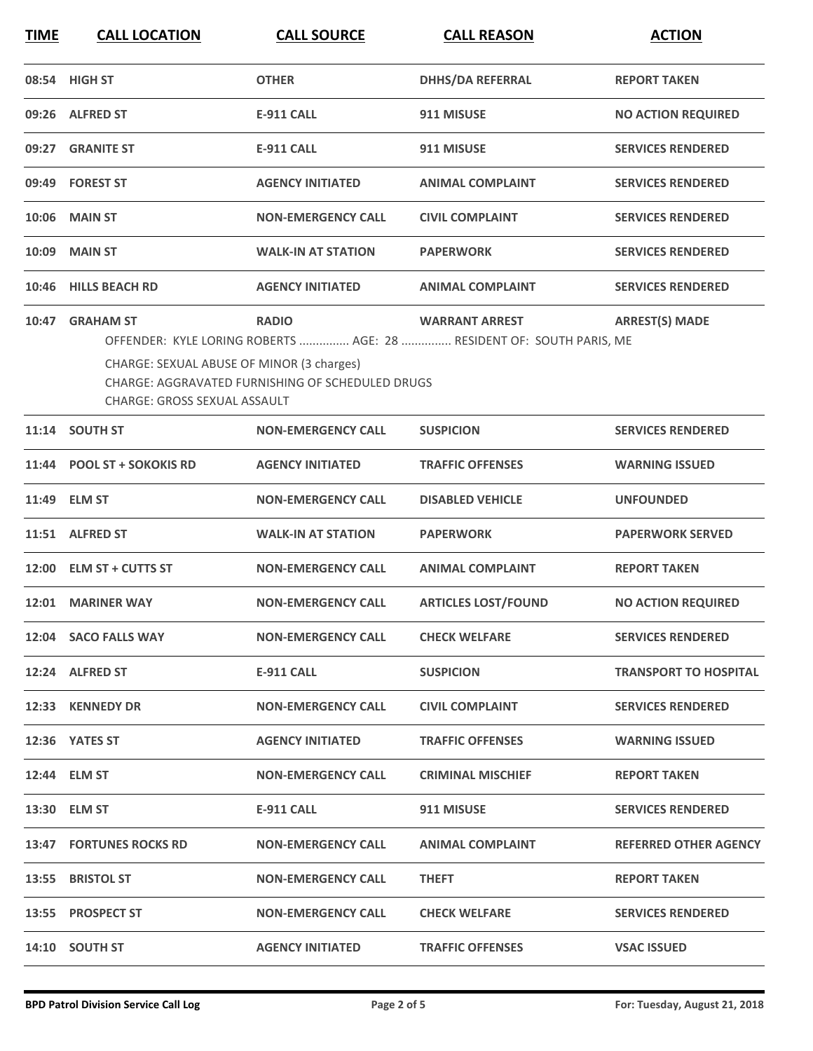| TIME | CALL LOCATION | CALL SOURCE | CALL REASON | ACTION |
|---|---|---|---|---|
| 08:54 | HIGH ST | OTHER | DHHS/DA REFERRAL | REPORT TAKEN |
| 09:26 | ALFRED ST | E-911 CALL | 911 MISUSE | NO ACTION REQUIRED |
| 09:27 | GRANITE ST | E-911 CALL | 911 MISUSE | SERVICES RENDERED |
| 09:49 | FOREST ST | AGENCY INITIATED | ANIMAL COMPLAINT | SERVICES RENDERED |
| 10:06 | MAIN ST | NON-EMERGENCY CALL | CIVIL COMPLAINT | SERVICES RENDERED |
| 10:09 | MAIN ST | WALK-IN AT STATION | PAPERWORK | SERVICES RENDERED |
| 10:46 | HILLS BEACH RD | AGENCY INITIATED | ANIMAL COMPLAINT | SERVICES RENDERED |
| 10:47 | GRAHAM ST | RADIO | WARRANT ARREST | ARREST(S) MADE |

OFFENDER: KYLE LORING ROBERTS ............... AGE: 28 ............... RESIDENT OF: SOUTH PARIS, ME

CHARGE: SEXUAL ABUSE OF MINOR (3 charges)
CHARGE: AGGRAVATED FURNISHING OF SCHEDULED DRUGS
CHARGE: GROSS SEXUAL ASSAULT

| TIME | CALL LOCATION | CALL SOURCE | CALL REASON | ACTION |
|---|---|---|---|---|
| 11:14 | SOUTH ST | NON-EMERGENCY CALL | SUSPICION | SERVICES RENDERED |
| 11:44 | POOL ST + SOKOKIS RD | AGENCY INITIATED | TRAFFIC OFFENSES | WARNING ISSUED |
| 11:49 | ELM ST | NON-EMERGENCY CALL | DISABLED VEHICLE | UNFOUNDED |
| 11:51 | ALFRED ST | WALK-IN AT STATION | PAPERWORK | PAPERWORK SERVED |
| 12:00 | ELM ST + CUTTS ST | NON-EMERGENCY CALL | ANIMAL COMPLAINT | REPORT TAKEN |
| 12:01 | MARINER WAY | NON-EMERGENCY CALL | ARTICLES LOST/FOUND | NO ACTION REQUIRED |
| 12:04 | SACO FALLS WAY | NON-EMERGENCY CALL | CHECK WELFARE | SERVICES RENDERED |
| 12:24 | ALFRED ST | E-911 CALL | SUSPICION | TRANSPORT TO HOSPITAL |
| 12:33 | KENNEDY DR | NON-EMERGENCY CALL | CIVIL COMPLAINT | SERVICES RENDERED |
| 12:36 | YATES ST | AGENCY INITIATED | TRAFFIC OFFENSES | WARNING ISSUED |
| 12:44 | ELM ST | NON-EMERGENCY CALL | CRIMINAL MISCHIEF | REPORT TAKEN |
| 13:30 | ELM ST | E-911 CALL | 911 MISUSE | SERVICES RENDERED |
| 13:47 | FORTUNES ROCKS RD | NON-EMERGENCY CALL | ANIMAL COMPLAINT | REFERRED OTHER AGENCY |
| 13:55 | BRISTOL ST | NON-EMERGENCY CALL | THEFT | REPORT TAKEN |
| 13:55 | PROSPECT ST | NON-EMERGENCY CALL | CHECK WELFARE | SERVICES RENDERED |
| 14:10 | SOUTH ST | AGENCY INITIATED | TRAFFIC OFFENSES | VSAC ISSUED |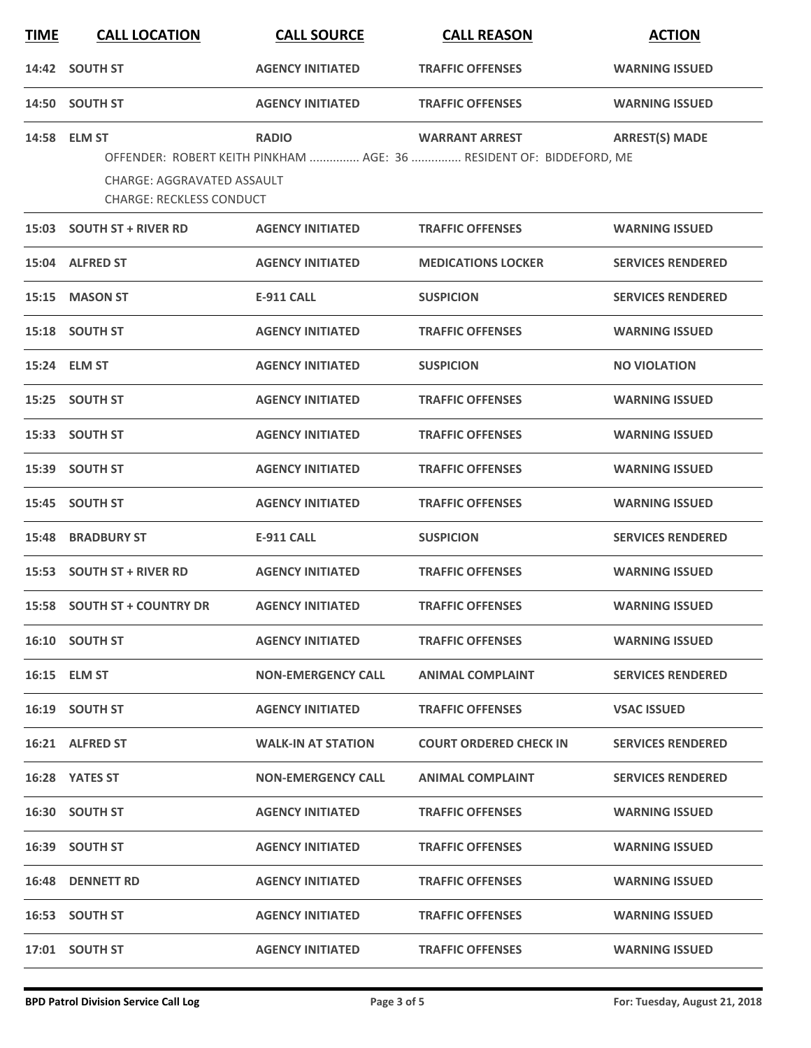| TIME | CALL LOCATION | CALL SOURCE | CALL REASON | ACTION |
|---|---|---|---|---|
| 14:42 | SOUTH ST | AGENCY INITIATED | TRAFFIC OFFENSES | WARNING ISSUED |
| 14:50 | SOUTH ST | AGENCY INITIATED | TRAFFIC OFFENSES | WARNING ISSUED |
| 14:58 | ELM ST | RADIO | WARRANT ARREST | ARREST(S) MADE |
| | OFFENDER: ROBERT KEITH PINKHAM ............... AGE: 36 ............... RESIDENT OF: BIDDEFORD, ME<br>CHARGE: AGGRAVATED ASSAULT<br>CHARGE: RECKLESS CONDUCT | | | |
| 15:03 | SOUTH ST + RIVER RD | AGENCY INITIATED | TRAFFIC OFFENSES | WARNING ISSUED |
| 15:04 | ALFRED ST | AGENCY INITIATED | MEDICATIONS LOCKER | SERVICES RENDERED |
| 15:15 | MASON ST | E-911 CALL | SUSPICION | SERVICES RENDERED |
| 15:18 | SOUTH ST | AGENCY INITIATED | TRAFFIC OFFENSES | WARNING ISSUED |
| 15:24 | ELM ST | AGENCY INITIATED | SUSPICION | NO VIOLATION |
| 15:25 | SOUTH ST | AGENCY INITIATED | TRAFFIC OFFENSES | WARNING ISSUED |
| 15:33 | SOUTH ST | AGENCY INITIATED | TRAFFIC OFFENSES | WARNING ISSUED |
| 15:39 | SOUTH ST | AGENCY INITIATED | TRAFFIC OFFENSES | WARNING ISSUED |
| 15:45 | SOUTH ST | AGENCY INITIATED | TRAFFIC OFFENSES | WARNING ISSUED |
| 15:48 | BRADBURY ST | E-911 CALL | SUSPICION | SERVICES RENDERED |
| 15:53 | SOUTH ST + RIVER RD | AGENCY INITIATED | TRAFFIC OFFENSES | WARNING ISSUED |
| 15:58 | SOUTH ST + COUNTRY DR | AGENCY INITIATED | TRAFFIC OFFENSES | WARNING ISSUED |
| 16:10 | SOUTH ST | AGENCY INITIATED | TRAFFIC OFFENSES | WARNING ISSUED |
| 16:15 | ELM ST | NON-EMERGENCY CALL | ANIMAL COMPLAINT | SERVICES RENDERED |
| 16:19 | SOUTH ST | AGENCY INITIATED | TRAFFIC OFFENSES | VSAC ISSUED |
| 16:21 | ALFRED ST | WALK-IN AT STATION | COURT ORDERED CHECK IN | SERVICES RENDERED |
| 16:28 | YATES ST | NON-EMERGENCY CALL | ANIMAL COMPLAINT | SERVICES RENDERED |
| 16:30 | SOUTH ST | AGENCY INITIATED | TRAFFIC OFFENSES | WARNING ISSUED |
| 16:39 | SOUTH ST | AGENCY INITIATED | TRAFFIC OFFENSES | WARNING ISSUED |
| 16:48 | DENNETT RD | AGENCY INITIATED | TRAFFIC OFFENSES | WARNING ISSUED |
| 16:53 | SOUTH ST | AGENCY INITIATED | TRAFFIC OFFENSES | WARNING ISSUED |
| 17:01 | SOUTH ST | AGENCY INITIATED | TRAFFIC OFFENSES | WARNING ISSUED |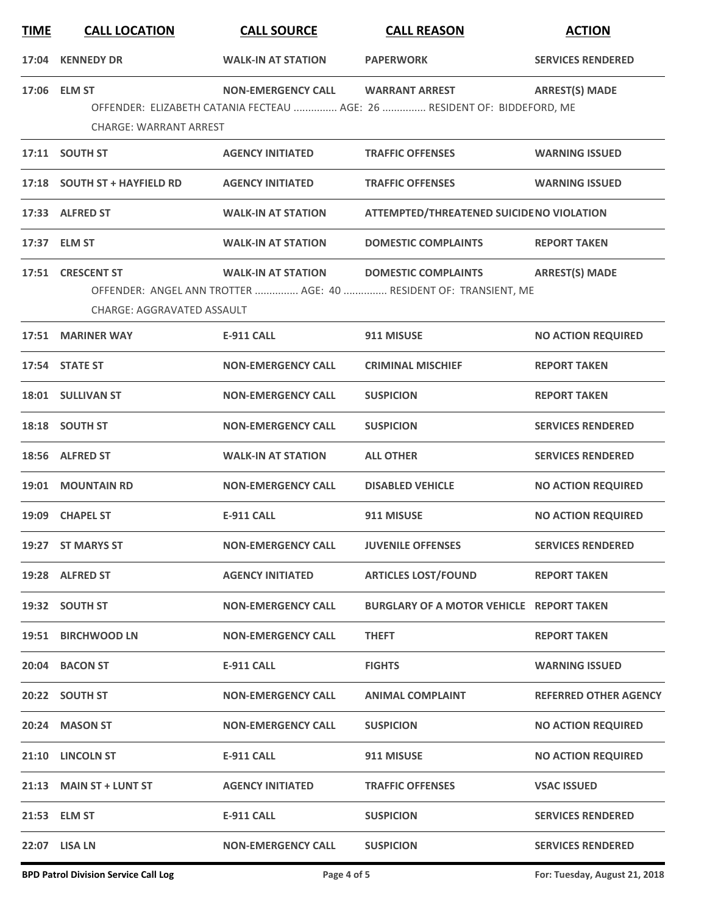| TIME | CALL LOCATION | CALL SOURCE | CALL REASON | ACTION |
|---|---|---|---|---|
| 17:04 | KENNEDY DR | WALK-IN AT STATION | PAPERWORK | SERVICES RENDERED |
| 17:06 | ELM ST | NON-EMERGENCY CALL | WARRANT ARREST | ARREST(S) MADE |
| | OFFENDER: ELIZABETH CATANIA FECTEAU ............... AGE: 26 ............... RESIDENT OF: BIDDEFORD, ME | | | |
| | CHARGE: WARRANT ARREST | | | |
| 17:11 | SOUTH ST | AGENCY INITIATED | TRAFFIC OFFENSES | WARNING ISSUED |
| 17:18 | SOUTH ST + HAYFIELD RD | AGENCY INITIATED | TRAFFIC OFFENSES | WARNING ISSUED |
| 17:33 | ALFRED ST | WALK-IN AT STATION | ATTEMPTED/THREATENED SUICIDE | NO VIOLATION |
| 17:37 | ELM ST | WALK-IN AT STATION | DOMESTIC COMPLAINTS | REPORT TAKEN |
| 17:51 | CRESCENT ST | WALK-IN AT STATION | DOMESTIC COMPLAINTS | ARREST(S) MADE |
| | OFFENDER: ANGEL ANN TROTTER ............... AGE: 40 ............... RESIDENT OF: TRANSIENT, ME | | | |
| | CHARGE: AGGRAVATED ASSAULT | | | |
| 17:51 | MARINER WAY | E-911 CALL | 911 MISUSE | NO ACTION REQUIRED |
| 17:54 | STATE ST | NON-EMERGENCY CALL | CRIMINAL MISCHIEF | REPORT TAKEN |
| 18:01 | SULLIVAN ST | NON-EMERGENCY CALL | SUSPICION | REPORT TAKEN |
| 18:18 | SOUTH ST | NON-EMERGENCY CALL | SUSPICION | SERVICES RENDERED |
| 18:56 | ALFRED ST | WALK-IN AT STATION | ALL OTHER | SERVICES RENDERED |
| 19:01 | MOUNTAIN RD | NON-EMERGENCY CALL | DISABLED VEHICLE | NO ACTION REQUIRED |
| 19:09 | CHAPEL ST | E-911 CALL | 911 MISUSE | NO ACTION REQUIRED |
| 19:27 | ST MARYS ST | NON-EMERGENCY CALL | JUVENILE OFFENSES | SERVICES RENDERED |
| 19:28 | ALFRED ST | AGENCY INITIATED | ARTICLES LOST/FOUND | REPORT TAKEN |
| 19:32 | SOUTH ST | NON-EMERGENCY CALL | BURGLARY OF A MOTOR VEHICLE | REPORT TAKEN |
| 19:51 | BIRCHWOOD LN | NON-EMERGENCY CALL | THEFT | REPORT TAKEN |
| 20:04 | BACON ST | E-911 CALL | FIGHTS | WARNING ISSUED |
| 20:22 | SOUTH ST | NON-EMERGENCY CALL | ANIMAL COMPLAINT | REFERRED OTHER AGENCY |
| 20:24 | MASON ST | NON-EMERGENCY CALL | SUSPICION | NO ACTION REQUIRED |
| 21:10 | LINCOLN ST | E-911 CALL | 911 MISUSE | NO ACTION REQUIRED |
| 21:13 | MAIN ST + LUNT ST | AGENCY INITIATED | TRAFFIC OFFENSES | VSAC ISSUED |
| 21:53 | ELM ST | E-911 CALL | SUSPICION | SERVICES RENDERED |
| 22:07 | LISA LN | NON-EMERGENCY CALL | SUSPICION | SERVICES RENDERED |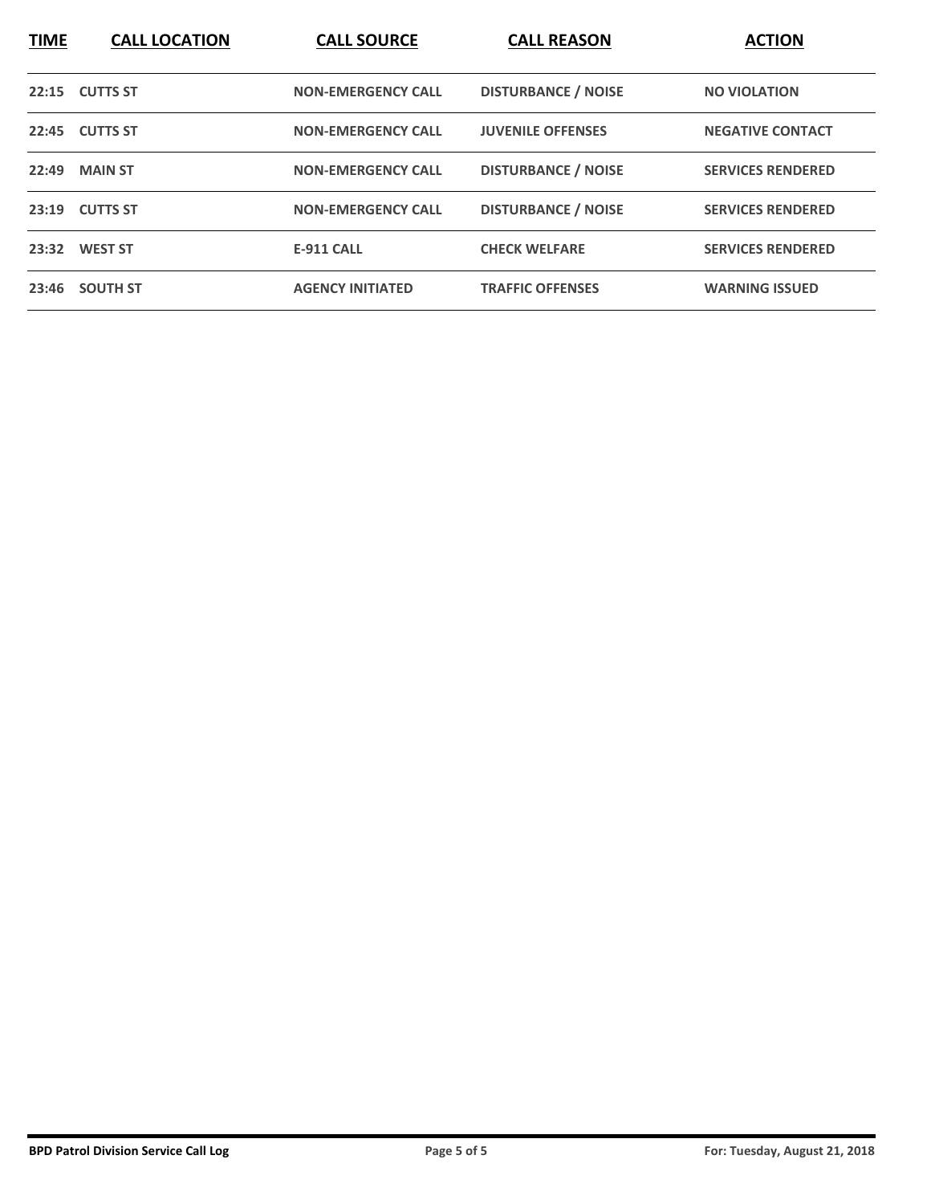| TIME | CALL LOCATION | CALL SOURCE | CALL REASON | ACTION |
| --- | --- | --- | --- | --- |
| 22:15 | CUTTS ST | NON-EMERGENCY CALL | DISTURBANCE / NOISE | NO VIOLATION |
| 22:45 | CUTTS ST | NON-EMERGENCY CALL | JUVENILE OFFENSES | NEGATIVE CONTACT |
| 22:49 | MAIN ST | NON-EMERGENCY CALL | DISTURBANCE / NOISE | SERVICES RENDERED |
| 23:19 | CUTTS ST | NON-EMERGENCY CALL | DISTURBANCE / NOISE | SERVICES RENDERED |
| 23:32 | WEST ST | E-911 CALL | CHECK WELFARE | SERVICES RENDERED |
| 23:46 | SOUTH ST | AGENCY INITIATED | TRAFFIC OFFENSES | WARNING ISSUED |